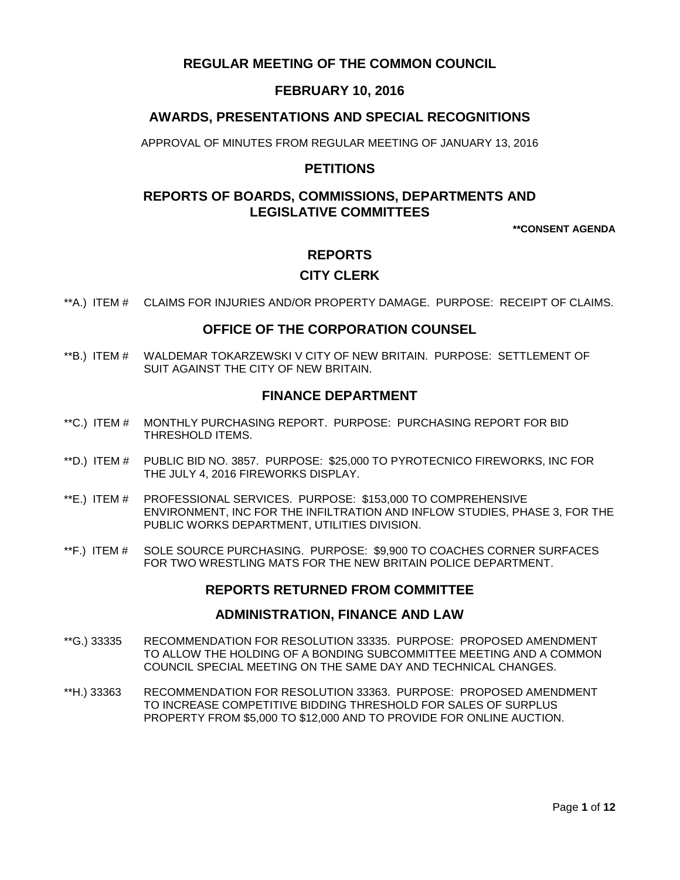# REGULAR MEETING OF THE COMMON COUNCIL

## FEBRUARY 10, 2016

## AWARDS, PRESENTATIONS AND SPECIAL RECOGNITIONS

APPROVAL OF MINUTES FROM REGULAR MEETING OF JANUARY 13, 2016

## PETITIONS

## REPORTS OF BOARDS, COMMISSIONS, DEPARTMENTS AND LEGISLATIVE COMMITTEES

**\*\*CONSENT AGENDA**

## REPORTS

### CITY CLERK

**A.) ITEM # CLAIMS FOR INJURIES AND/OR PROPERTY DAMAGE. PURPOSE: RECEIPT OF CLAIMS.

### OFFICE OF THE CORPORATION COUNSEL

**B.) ITEM # WALDEMAR TOKARZEWSKI V CITY OF NEW BRITAIN. PURPOSE: SETTLEMENT OF SUIT AGAINST THE CITY OF NEW BRITAIN.

### FINANCE DEPARTMENT

**C.) ITEM # MONTHLY PURCHASING REPORT. PURPOSE: PURCHASING REPORT FOR BID THRESHOLD ITEMS.

**D.) ITEM # PUBLIC BID NO. 3857. PURPOSE: $25,000 TO PYROTECNICO FIREWORKS, INC FOR THE JULY 4, 2016 FIREWORKS DISPLAY.

**E.) ITEM # PROFESSIONAL SERVICES. PURPOSE: $153,000 TO COMPREHENSIVE ENVIRONMENT, INC FOR THE INFILTRATION AND INFLOW STUDIES, PHASE 3, FOR THE PUBLIC WORKS DEPARTMENT, UTILITIES DIVISION.

**F.) ITEM # SOLE SOURCE PURCHASING. PURPOSE: $9,900 TO COACHES CORNER SURFACES FOR TWO WRESTLING MATS FOR THE NEW BRITAIN POLICE DEPARTMENT.

## REPORTS RETURNED FROM COMMITTEE

### ADMINISTRATION, FINANCE AND LAW

**G.) 33335 RECOMMENDATION FOR RESOLUTION 33335. PURPOSE: PROPOSED AMENDMENT TO ALLOW THE HOLDING OF A BONDING SUBCOMMITTEE MEETING AND A COMMON COUNCIL SPECIAL MEETING ON THE SAME DAY AND TECHNICAL CHANGES.

**H.) 33363 RECOMMENDATION FOR RESOLUTION 33363. PURPOSE: PROPOSED AMENDMENT TO INCREASE COMPETITIVE BIDDING THRESHOLD FOR SALES OF SURPLUS PROPERTY FROM $5,000 TO $12,000 AND TO PROVIDE FOR ONLINE AUCTION.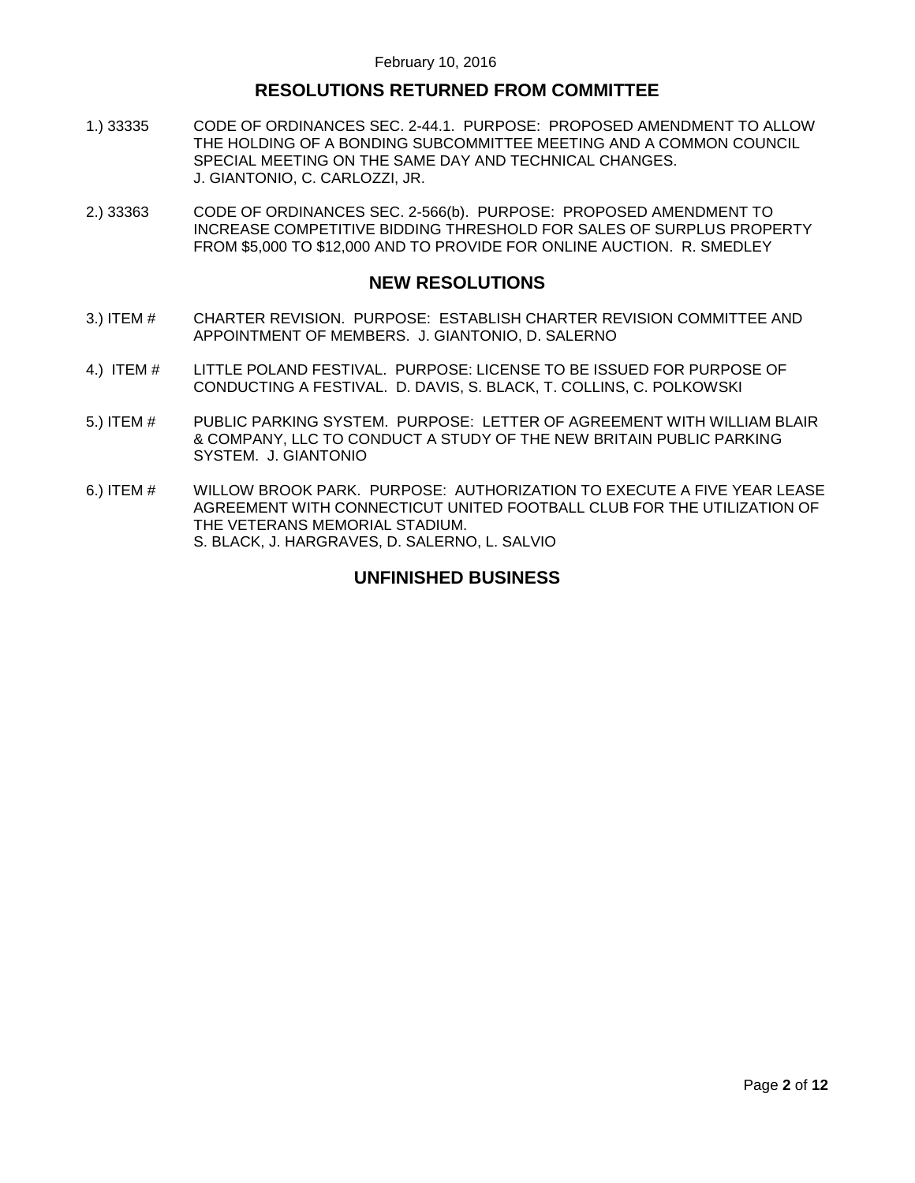February 10, 2016

## RESOLUTIONS RETURNED FROM COMMITTEE

1.) 33335 CODE OF ORDINANCES SEC. 2-44.1. PURPOSE: PROPOSED AMENDMENT TO ALLOW THE HOLDING OF A BONDING SUBCOMMITTEE MEETING AND A COMMON COUNCIL SPECIAL MEETING ON THE SAME DAY AND TECHNICAL CHANGES. J. GIANTONIO, C. CARLOZZI, JR.

2.) 33363 CODE OF ORDINANCES SEC. 2-566(b). PURPOSE: PROPOSED AMENDMENT TO INCREASE COMPETITIVE BIDDING THRESHOLD FOR SALES OF SURPLUS PROPERTY FROM $5,000 TO $12,000 AND TO PROVIDE FOR ONLINE AUCTION. R. SMEDLEY

## NEW RESOLUTIONS

3.) ITEM # CHARTER REVISION. PURPOSE: ESTABLISH CHARTER REVISION COMMITTEE AND APPOINTMENT OF MEMBERS. J. GIANTONIO, D. SALERNO

4.) ITEM # LITTLE POLAND FESTIVAL. PURPOSE: LICENSE TO BE ISSUED FOR PURPOSE OF CONDUCTING A FESTIVAL. D. DAVIS, S. BLACK, T. COLLINS, C. POLKOWSKI

5.) ITEM # PUBLIC PARKING SYSTEM. PURPOSE: LETTER OF AGREEMENT WITH WILLIAM BLAIR & COMPANY, LLC TO CONDUCT A STUDY OF THE NEW BRITAIN PUBLIC PARKING SYSTEM. J. GIANTONIO

6.) ITEM # WILLOW BROOK PARK. PURPOSE: AUTHORIZATION TO EXECUTE A FIVE YEAR LEASE AGREEMENT WITH CONNECTICUT UNITED FOOTBALL CLUB FOR THE UTILIZATION OF THE VETERANS MEMORIAL STADIUM. S. BLACK, J. HARGRAVES, D. SALERNO, L. SALVIO

## UNFINISHED BUSINESS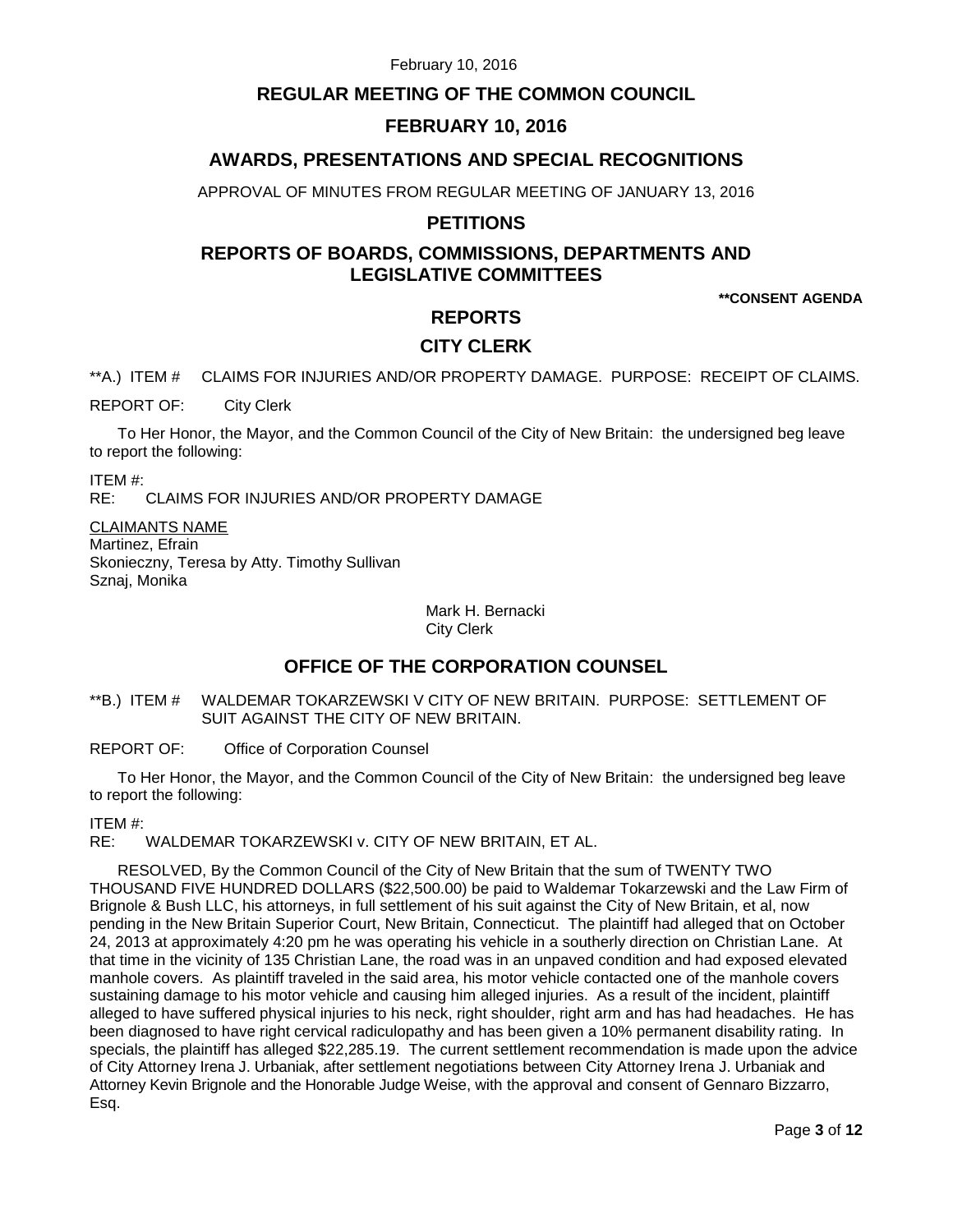## REGULAR MEETING OF THE COMMON COUNCIL

## FEBRUARY 10, 2016

## AWARDS, PRESENTATIONS AND SPECIAL RECOGNITIONS

APPROVAL OF MINUTES FROM REGULAR MEETING OF JANUARY 13, 2016

## PETITIONS

## REPORTS OF BOARDS, COMMISSIONS, DEPARTMENTS AND LEGISLATIVE COMMITTEES

**\*\*CONSENT AGENDA**

## REPORTS

## CITY CLERK

\*\*A.) ITEM # CLAIMS FOR INJURIES AND/OR PROPERTY DAMAGE. PURPOSE: RECEIPT OF CLAIMS.

REPORT OF: City Clerk

To Her Honor, the Mayor, and the Common Council of the City of New Britain: the undersigned beg leave to report the following:

ITEM #:
RE: CLAIMS FOR INJURIES AND/OR PROPERTY DAMAGE

<u>CLAIMANTS NAME</u>
Martinez, Efrain
Skonieczny, Teresa by Atty. Timothy Sullivan
Sznaj, Monika

Mark H. Bernacki
City Clerk

## OFFICE OF THE CORPORATION COUNSEL

\*\*B.) ITEM # WALDEMAR TOKARZEWSKI V CITY OF NEW BRITAIN. PURPOSE: SETTLEMENT OF SUIT AGAINST THE CITY OF NEW BRITAIN.

REPORT OF: Office of Corporation Counsel

To Her Honor, the Mayor, and the Common Council of the City of New Britain: the undersigned beg leave to report the following:

ITEM #:
RE: WALDEMAR TOKARZEWSKI v. CITY OF NEW BRITAIN, ET AL.

RESOLVED, By the Common Council of the City of New Britain that the sum of TWENTY TWO THOUSAND FIVE HUNDRED DOLLARS ($22,500.00) be paid to Waldemar Tokarzewski and the Law Firm of Brignole & Bush LLC, his attorneys, in full settlement of his suit against the City of New Britain, et al, now pending in the New Britain Superior Court, New Britain, Connecticut. The plaintiff had alleged that on October 24, 2013 at approximately 4:20 pm he was operating his vehicle in a southerly direction on Christian Lane. At that time in the vicinity of 135 Christian Lane, the road was in an unpaved condition and had exposed elevated manhole covers. As plaintiff traveled in the said area, his motor vehicle contacted one of the manhole covers sustaining damage to his motor vehicle and causing him alleged injuries. As a result of the incident, plaintiff alleged to have suffered physical injuries to his neck, right shoulder, right arm and has had headaches. He has been diagnosed to have right cervical radiculopathy and has been given a 10% permanent disability rating. In specials, the plaintiff has alleged $22,285.19. The current settlement recommendation is made upon the advice of City Attorney Irena J. Urbaniak, after settlement negotiations between City Attorney Irena J. Urbaniak and Attorney Kevin Brignole and the Honorable Judge Weise, with the approval and consent of Gennaro Bizzarro, Esq.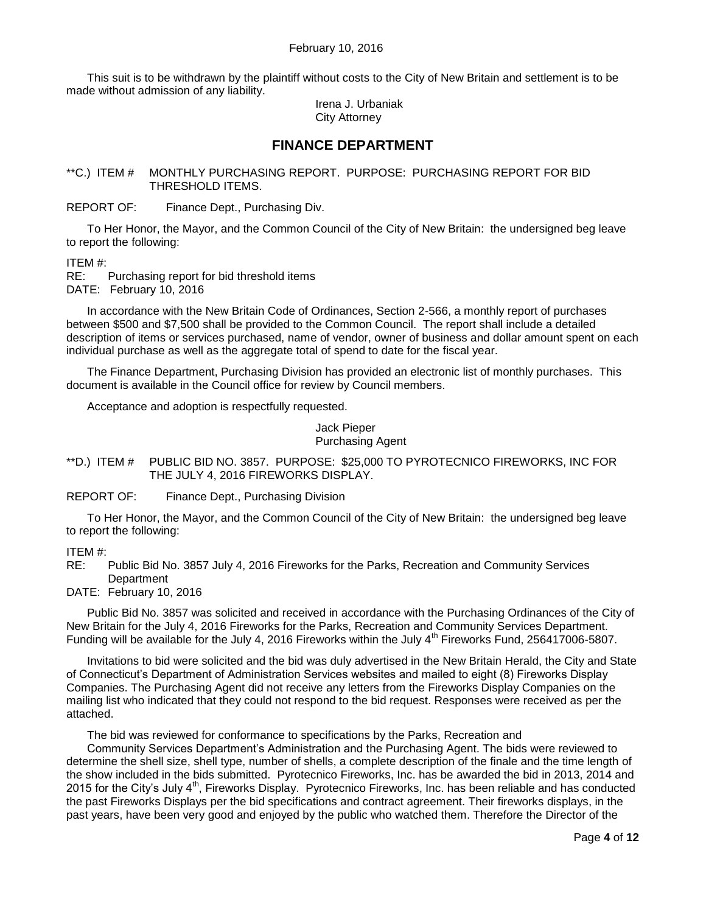This suit is to be withdrawn by the plaintiff without costs to the City of New Britain and settlement is to be made without admission of any liability.

Irena J. Urbaniak
City Attorney

## FINANCE DEPARTMENT

**C.) ITEM # MONTHLY PURCHASING REPORT. PURPOSE: PURCHASING REPORT FOR BID THRESHOLD ITEMS.

REPORT OF: Finance Dept., Purchasing Div.

To Her Honor, the Mayor, and the Common Council of the City of New Britain: the undersigned beg leave to report the following:

ITEM #:
RE: Purchasing report for bid threshold items
DATE: February 10, 2016

In accordance with the New Britain Code of Ordinances, Section 2-566, a monthly report of purchases between $500 and $7,500 shall be provided to the Common Council. The report shall include a detailed description of items or services purchased, name of vendor, owner of business and dollar amount spent on each individual purchase as well as the aggregate total of spend to date for the fiscal year.

The Finance Department, Purchasing Division has provided an electronic list of monthly purchases. This document is available in the Council office for review by Council members.

Acceptance and adoption is respectfully requested.

Jack Pieper
Purchasing Agent

**D.) ITEM # PUBLIC BID NO. 3857. PURPOSE: $25,000 TO PYROTECNICO FIREWORKS, INC FOR THE JULY 4, 2016 FIREWORKS DISPLAY.

REPORT OF: Finance Dept., Purchasing Division

To Her Honor, the Mayor, and the Common Council of the City of New Britain: the undersigned beg leave to report the following:

ITEM #:
RE: Public Bid No. 3857 July 4, 2016 Fireworks for the Parks, Recreation and Community Services Department
DATE: February 10, 2016

Public Bid No. 3857 was solicited and received in accordance with the Purchasing Ordinances of the City of New Britain for the July 4, 2016 Fireworks for the Parks, Recreation and Community Services Department. Funding will be available for the July 4, 2016 Fireworks within the July 4th Fireworks Fund, 256417006-5807.

Invitations to bid were solicited and the bid was duly advertised in the New Britain Herald, the City and State of Connecticut's Department of Administration Services websites and mailed to eight (8) Fireworks Display Companies. The Purchasing Agent did not receive any letters from the Fireworks Display Companies on the mailing list who indicated that they could not respond to the bid request. Responses were received as per the attached.

The bid was reviewed for conformance to specifications by the Parks, Recreation and Community Services Department's Administration and the Purchasing Agent. The bids were reviewed to determine the shell size, shell type, number of shells, a complete description of the finale and the time length of the show included in the bids submitted. Pyrotecnico Fireworks, Inc. has be awarded the bid in 2013, 2014 and 2015 for the City's July 4th, Fireworks Display. Pyrotecnico Fireworks, Inc. has been reliable and has conducted the past Fireworks Displays per the bid specifications and contract agreement. Their fireworks displays, in the past years, have been very good and enjoyed by the public who watched them. Therefore the Director of the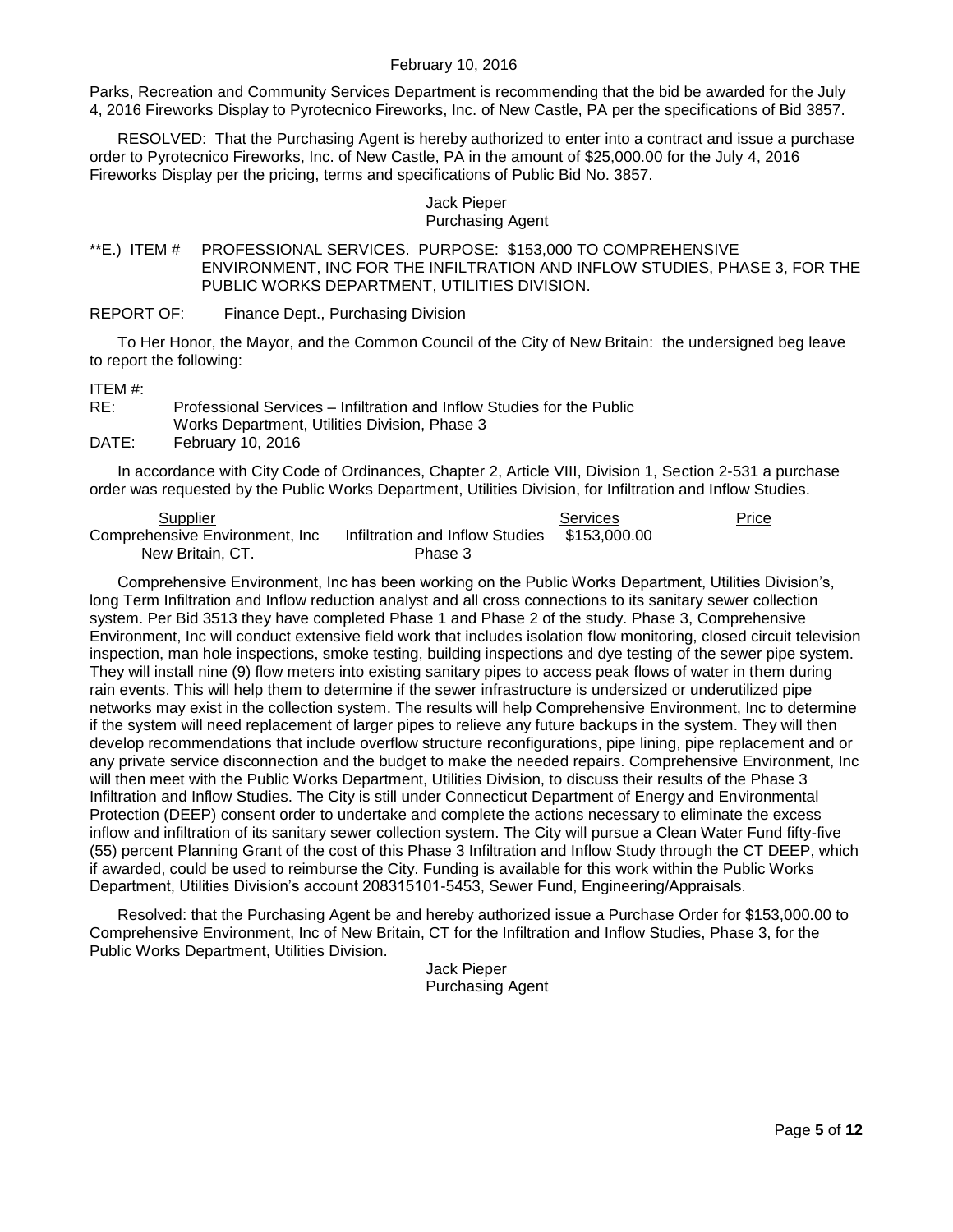Parks, Recreation and Community Services Department is recommending that the bid be awarded for the July 4, 2016 Fireworks Display to Pyrotecnico Fireworks, Inc. of New Castle, PA per the specifications of Bid 3857.

RESOLVED: That the Purchasing Agent is hereby authorized to enter into a contract and issue a purchase order to Pyrotecnico Fireworks, Inc. of New Castle, PA in the amount of $25,000.00 for the July 4, 2016 Fireworks Display per the pricing, terms and specifications of Public Bid No. 3857.

Jack Pieper
Purchasing Agent

**E.) ITEM # PROFESSIONAL SERVICES. PURPOSE: $153,000 TO COMPREHENSIVE ENVIRONMENT, INC FOR THE INFILTRATION AND INFLOW STUDIES, PHASE 3, FOR THE PUBLIC WORKS DEPARTMENT, UTILITIES DIVISION.

REPORT OF: Finance Dept., Purchasing Division

To Her Honor, the Mayor, and the Common Council of the City of New Britain: the undersigned beg leave to report the following:

ITEM #:
RE: Professional Services – Infiltration and Inflow Studies for the Public Works Department, Utilities Division, Phase 3
DATE: February 10, 2016

In accordance with City Code of Ordinances, Chapter 2, Article VIII, Division 1, Section 2-531 a purchase order was requested by the Public Works Department, Utilities Division, for Infiltration and Inflow Studies.

| Supplier | Services | Price |
|---|---|---|
| Comprehensive Environment, Inc New Britain, CT. | Infiltration and Inflow Studies Phase 3 | $153,000.00 |

Comprehensive Environment, Inc has been working on the Public Works Department, Utilities Division's, long Term Infiltration and Inflow reduction analyst and all cross connections to its sanitary sewer collection system. Per Bid 3513 they have completed Phase 1 and Phase 2 of the study. Phase 3, Comprehensive Environment, Inc will conduct extensive field work that includes isolation flow monitoring, closed circuit television inspection, man hole inspections, smoke testing, building inspections and dye testing of the sewer pipe system. They will install nine (9) flow meters into existing sanitary pipes to access peak flows of water in them during rain events. This will help them to determine if the sewer infrastructure is undersized or underutilized pipe networks may exist in the collection system. The results will help Comprehensive Environment, Inc to determine if the system will need replacement of larger pipes to relieve any future backups in the system. They will then develop recommendations that include overflow structure reconfigurations, pipe lining, pipe replacement and or any private service disconnection and the budget to make the needed repairs. Comprehensive Environment, Inc will then meet with the Public Works Department, Utilities Division, to discuss their results of the Phase 3 Infiltration and Inflow Studies. The City is still under Connecticut Department of Energy and Environmental Protection (DEEP) consent order to undertake and complete the actions necessary to eliminate the excess inflow and infiltration of its sanitary sewer collection system. The City will pursue a Clean Water Fund fifty-five (55) percent Planning Grant of the cost of this Phase 3 Infiltration and Inflow Study through the CT DEEP, which if awarded, could be used to reimburse the City. Funding is available for this work within the Public Works Department, Utilities Division's account 208315101-5453, Sewer Fund, Engineering/Appraisals.

Resolved: that the Purchasing Agent be and hereby authorized issue a Purchase Order for $153,000.00 to Comprehensive Environment, Inc of New Britain, CT for the Infiltration and Inflow Studies, Phase 3, for the Public Works Department, Utilities Division.

Jack Pieper
Purchasing Agent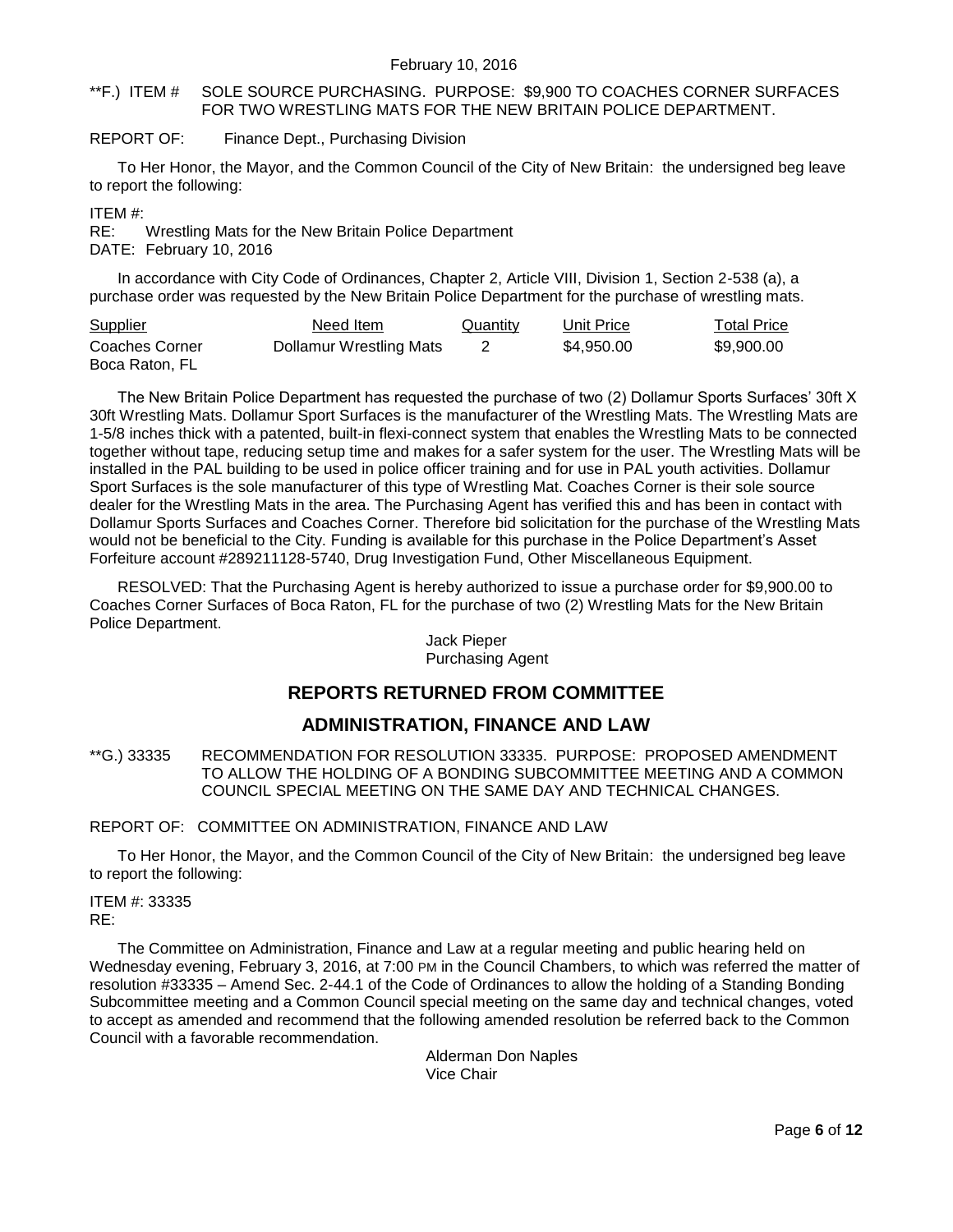**F.) ITEM #   SOLE SOURCE PURCHASING. PURPOSE: $9,900 TO COACHES CORNER SURFACES FOR TWO WRESTLING MATS FOR THE NEW BRITAIN POLICE DEPARTMENT.

REPORT OF:   Finance Dept., Purchasing Division

To Her Honor, the Mayor, and the Common Council of the City of New Britain: the undersigned beg leave to report the following:

ITEM #:
RE:   Wrestling Mats for the New Britain Police Department
DATE:   February 10, 2016

In accordance with City Code of Ordinances, Chapter 2, Article VIII, Division 1, Section 2-538 (a), a purchase order was requested by the New Britain Police Department for the purchase of wrestling mats.

| Supplier | Need Item | Quantity | Unit Price | Total Price |
|---|---|---|---|---|
| Coaches Corner Boca Raton, FL | Dollamur Wrestling Mats | 2 | $4,950.00 | $9,900.00 |

The New Britain Police Department has requested the purchase of two (2) Dollamur Sports Surfaces' 30ft X 30ft Wrestling Mats. Dollamur Sport Surfaces is the manufacturer of the Wrestling Mats. The Wrestling Mats are 1-5/8 inches thick with a patented, built-in flexi-connect system that enables the Wrestling Mats to be connected together without tape, reducing setup time and makes for a safer system for the user. The Wrestling Mats will be installed in the PAL building to be used in police officer training and for use in PAL youth activities. Dollamur Sport Surfaces is the sole manufacturer of this type of Wrestling Mat. Coaches Corner is their sole source dealer for the Wrestling Mats in the area. The Purchasing Agent has verified this and has been in contact with Dollamur Sports Surfaces and Coaches Corner. Therefore bid solicitation for the purchase of the Wrestling Mats would not be beneficial to the City. Funding is available for this purchase in the Police Department's Asset Forfeiture account #289211128-5740, Drug Investigation Fund, Other Miscellaneous Equipment.

RESOLVED: That the Purchasing Agent is hereby authorized to issue a purchase order for $9,900.00 to Coaches Corner Surfaces of Boca Raton, FL for the purchase of two (2) Wrestling Mats for the New Britain Police Department.

Jack Pieper
Purchasing Agent

## REPORTS RETURNED FROM COMMITTEE

## ADMINISTRATION, FINANCE AND LAW

**G.) 33335   RECOMMENDATION FOR RESOLUTION 33335. PURPOSE: PROPOSED AMENDMENT TO ALLOW THE HOLDING OF A BONDING SUBCOMMITTEE MEETING AND A COMMON COUNCIL SPECIAL MEETING ON THE SAME DAY AND TECHNICAL CHANGES.

REPORT OF:   COMMITTEE ON ADMINISTRATION, FINANCE AND LAW

To Her Honor, the Mayor, and the Common Council of the City of New Britain: the undersigned beg leave to report the following:

ITEM #: 33335
RE:

The Committee on Administration, Finance and Law at a regular meeting and public hearing held on Wednesday evening, February 3, 2016, at 7:00 PM in the Council Chambers, to which was referred the matter of resolution #33335 – Amend Sec. 2-44.1 of the Code of Ordinances to allow the holding of a Standing Bonding Subcommittee meeting and a Common Council special meeting on the same day and technical changes, voted to accept as amended and recommend that the following amended resolution be referred back to the Common Council with a favorable recommendation.

Alderman Don Naples
Vice Chair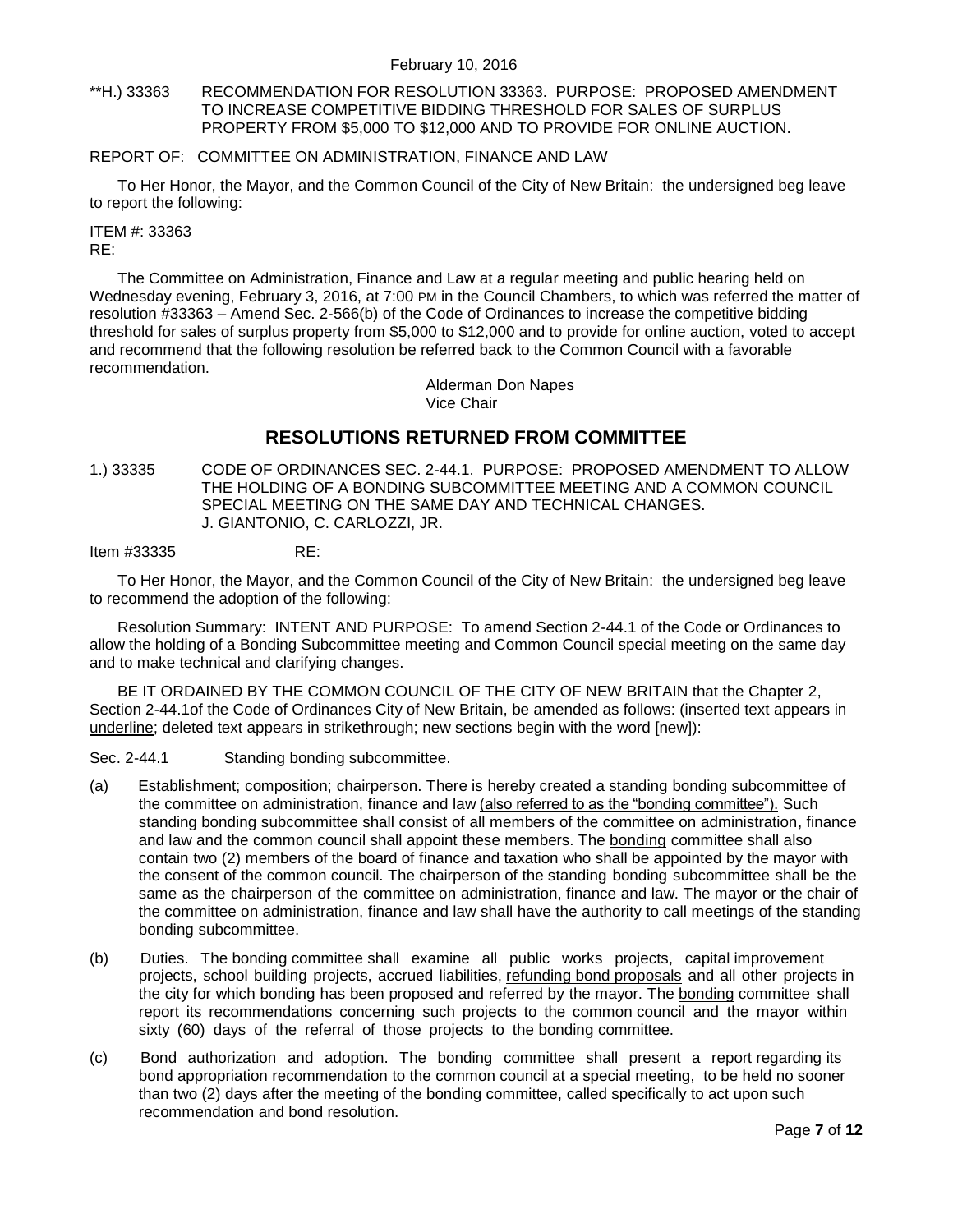**H.) 33363 RECOMMENDATION FOR RESOLUTION 33363. PURPOSE: PROPOSED AMENDMENT TO INCREASE COMPETITIVE BIDDING THRESHOLD FOR SALES OF SURPLUS PROPERTY FROM $5,000 TO $12,000 AND TO PROVIDE FOR ONLINE AUCTION.

REPORT OF: COMMITTEE ON ADMINISTRATION, FINANCE AND LAW

To Her Honor, the Mayor, and the Common Council of the City of New Britain: the undersigned beg leave to report the following:

ITEM #: 33363
RE:

The Committee on Administration, Finance and Law at a regular meeting and public hearing held on Wednesday evening, February 3, 2016, at 7:00 PM in the Council Chambers, to which was referred the matter of resolution #33363 – Amend Sec. 2-566(b) of the Code of Ordinances to increase the competitive bidding threshold for sales of surplus property from $5,000 to $12,000 and to provide for online auction, voted to accept and recommend that the following resolution be referred back to the Common Council with a favorable recommendation.

Alderman Don Napes
Vice Chair

## RESOLUTIONS RETURNED FROM COMMITTEE

1.) 33335 CODE OF ORDINANCES SEC. 2-44.1. PURPOSE: PROPOSED AMENDMENT TO ALLOW THE HOLDING OF A BONDING SUBCOMMITTEE MEETING AND A COMMON COUNCIL SPECIAL MEETING ON THE SAME DAY AND TECHNICAL CHANGES. J. GIANTONIO, C. CARLOZZI, JR.

Item #33335 RE:

To Her Honor, the Mayor, and the Common Council of the City of New Britain: the undersigned beg leave to recommend the adoption of the following:

Resolution Summary: INTENT AND PURPOSE: To amend Section 2-44.1 of the Code or Ordinances to allow the holding of a Bonding Subcommittee meeting and Common Council special meeting on the same day and to make technical and clarifying changes.

BE IT ORDAINED BY THE COMMON COUNCIL OF THE CITY OF NEW BRITAIN that the Chapter 2, Section 2-44.1of the Code of Ordinances City of New Britain, be amended as follows: (inserted text appears in <u>underline</u>; deleted text appears in ~~strikethrough~~; new sections begin with the word [new]):

Sec. 2-44.1 Standing bonding subcommittee.

(a) Establishment; composition; chairperson. There is hereby created a standing bonding subcommittee of the committee on administration, finance and law <u>(also referred to as the "bonding committee").</u> Such standing bonding subcommittee shall consist of all members of the committee on administration, finance and law and the common council shall appoint these members. The <u>bonding</u> committee shall also contain two (2) members of the board of finance and taxation who shall be appointed by the mayor with the consent of the common council. The chairperson of the standing bonding subcommittee shall be the same as the chairperson of the committee on administration, finance and law. The mayor or the chair of the committee on administration, finance and law shall have the authority to call meetings of the standing bonding subcommittee.

(b) Duties. The bonding committee shall examine all public works projects, capital improvement projects, school building projects, accrued liabilities, <u>refunding bond proposals</u> and all other projects in the city for which bonding has been proposed and referred by the mayor. The <u>bonding</u> committee shall report its recommendations concerning such projects to the common council and the mayor within sixty (60) days of the referral of those projects to the bonding committee.

(c) Bond authorization and adoption. The bonding committee shall present a report regarding its bond appropriation recommendation to the common council at a special meeting, ~~to be held no sooner than two (2) days after the meeting of the bonding committee,~~ called specifically to act upon such recommendation and bond resolution.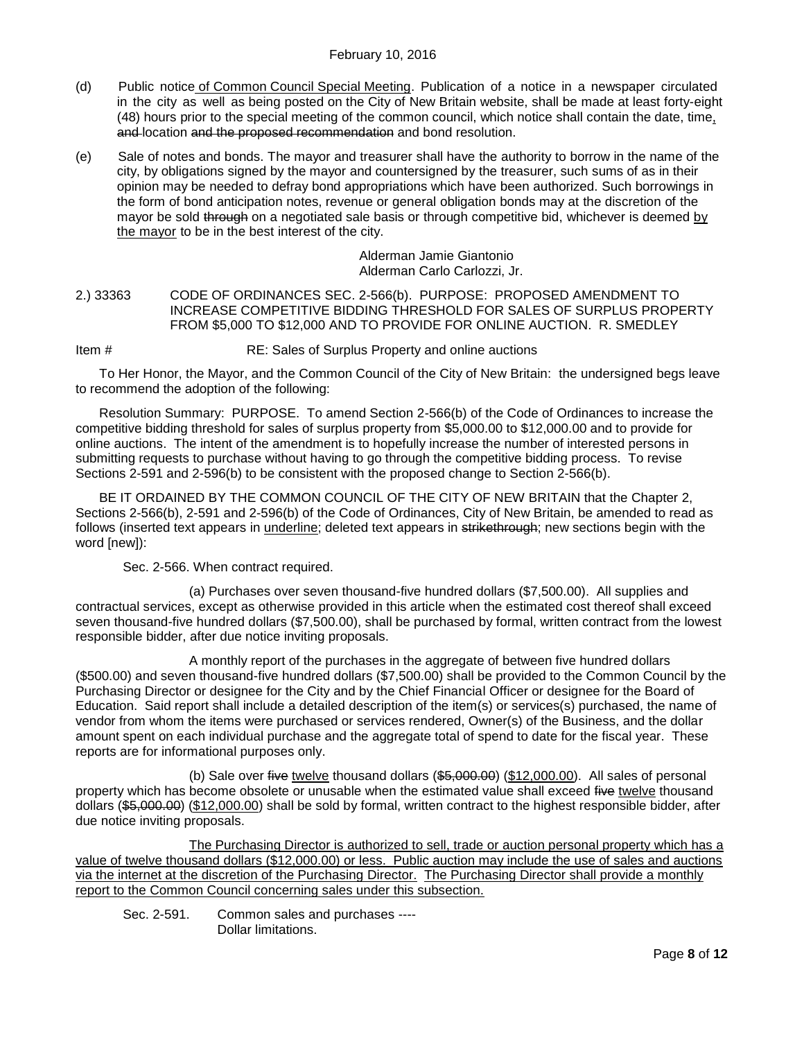(d) Public notice of Common Council Special Meeting. Publication of a notice in a newspaper circulated in the city as well as being posted on the City of New Britain website, shall be made at least forty-eight (48) hours prior to the special meeting of the common council, which notice shall contain the date, time, ~~and~~ location ~~and the proposed recommendation~~ and bond resolution.

(e) Sale of notes and bonds. The mayor and treasurer shall have the authority to borrow in the name of the city, by obligations signed by the mayor and countersigned by the treasurer, such sums of as in their opinion may be needed to defray bond appropriations which have been authorized. Such borrowings in the form of bond anticipation notes, revenue or general obligation bonds may at the discretion of the mayor be sold ~~through~~ on a negotiated sale basis or through competitive bid, whichever is deemed by the mayor to be in the best interest of the city.

Alderman Jamie Giantonio
Alderman Carlo Carlozzi, Jr.

2.) 33363 CODE OF ORDINANCES SEC. 2-566(b). PURPOSE: PROPOSED AMENDMENT TO INCREASE COMPETITIVE BIDDING THRESHOLD FOR SALES OF SURPLUS PROPERTY FROM $5,000 TO $12,000 AND TO PROVIDE FOR ONLINE AUCTION. R. SMEDLEY

Item # RE: Sales of Surplus Property and online auctions

To Her Honor, the Mayor, and the Common Council of the City of New Britain: the undersigned begs leave to recommend the adoption of the following:

Resolution Summary: PURPOSE. To amend Section 2-566(b) of the Code of Ordinances to increase the competitive bidding threshold for sales of surplus property from $5,000.00 to $12,000.00 and to provide for online auctions. The intent of the amendment is to hopefully increase the number of interested persons in submitting requests to purchase without having to go through the competitive bidding process. To revise Sections 2-591 and 2-596(b) to be consistent with the proposed change to Section 2-566(b).

BE IT ORDAINED BY THE COMMON COUNCIL OF THE CITY OF NEW BRITAIN that the Chapter 2, Sections 2-566(b), 2-591 and 2-596(b) of the Code of Ordinances, City of New Britain, be amended to read as follows (inserted text appears in underline; deleted text appears in ~~strikethrough~~; new sections begin with the word [new]):

Sec. 2-566. When contract required.

(a) Purchases over seven thousand-five hundred dollars ($7,500.00). All supplies and contractual services, except as otherwise provided in this article when the estimated cost thereof shall exceed seven thousand-five hundred dollars ($7,500.00), shall be purchased by formal, written contract from the lowest responsible bidder, after due notice inviting proposals.

A monthly report of the purchases in the aggregate of between five hundred dollars ($500.00) and seven thousand-five hundred dollars ($7,500.00) shall be provided to the Common Council by the Purchasing Director or designee for the City and by the Chief Financial Officer or designee for the Board of Education. Said report shall include a detailed description of the item(s) or services(s) purchased, the name of vendor from whom the items were purchased or services rendered, Owner(s) of the Business, and the dollar amount spent on each individual purchase and the aggregate total of spend to date for the fiscal year. These reports are for informational purposes only.

(b) Sale over ~~five~~ twelve thousand dollars (~~$5,000.00~~) ($12,000.00). All sales of personal property which has become obsolete or unusable when the estimated value shall exceed ~~five~~ twelve thousand dollars (~~$5,000.00~~) ($12,000.00) shall be sold by formal, written contract to the highest responsible bidder, after due notice inviting proposals.

The Purchasing Director is authorized to sell, trade or auction personal property which has a value of twelve thousand dollars ($12,000.00) or less. Public auction may include the use of sales and auctions via the internet at the discretion of the Purchasing Director. The Purchasing Director shall provide a monthly report to the Common Council concerning sales under this subsection.

Sec. 2-591. Common sales and purchases ---- Dollar limitations.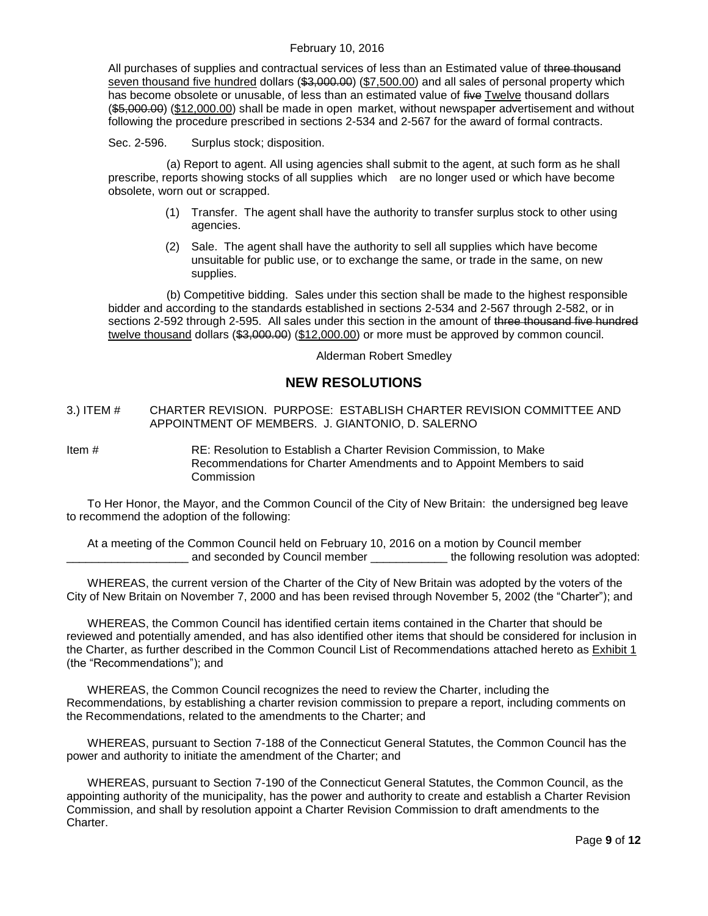All purchases of supplies and contractual services of less than an Estimated value of ~~three thousand~~ <u>seven thousand five hundred</u> dollars (~~$3,000.00~~) (<u>$7,500.00</u>) and all sales of personal property which has become obsolete or unusable, of less than an estimated value of ~~five~~ <u>Twelve</u> thousand dollars (~~$5,000.00~~) (<u>$12,000.00</u>) shall be made in open market, without newspaper advertisement and without following the procedure prescribed in sections 2-534 and 2-567 for the award of formal contracts.

Sec. 2-596. Surplus stock; disposition.

(a) Report to agent. All using agencies shall submit to the agent, at such form as he shall prescribe, reports showing stocks of all supplies which are no longer used or which have become obsolete, worn out or scrapped.

(1) Transfer. The agent shall have the authority to transfer surplus stock to other using agencies.

(2) Sale. The agent shall have the authority to sell all supplies which have become unsuitable for public use, or to exchange the same, or trade in the same, on new supplies.

(b) Competitive bidding. Sales under this section shall be made to the highest responsible bidder and according to the standards established in sections 2-534 and 2-567 through 2-582, or in sections 2-592 through 2-595. All sales under this section in the amount of ~~three thousand five hundred~~ <u>twelve thousand</u> dollars (~~$3,000.00~~) (<u>$12,000.00</u>) or more must be approved by common council.

Alderman Robert Smedley

## NEW RESOLUTIONS

3.) ITEM # CHARTER REVISION. PURPOSE: ESTABLISH CHARTER REVISION COMMITTEE AND APPOINTMENT OF MEMBERS. J. GIANTONIO, D. SALERNO

Item # RE: Resolution to Establish a Charter Revision Commission, to Make Recommendations for Charter Amendments and to Appoint Members to said Commission

To Her Honor, the Mayor, and the Common Council of the City of New Britain: the undersigned beg leave to recommend the adoption of the following:

At a meeting of the Common Council held on February 10, 2016 on a motion by Council member ___________________ and seconded by Council member ____________ the following resolution was adopted:

WHEREAS, the current version of the Charter of the City of New Britain was adopted by the voters of the City of New Britain on November 7, 2000 and has been revised through November 5, 2002 (the "Charter"); and

WHEREAS, the Common Council has identified certain items contained in the Charter that should be reviewed and potentially amended, and has also identified other items that should be considered for inclusion in the Charter, as further described in the Common Council List of Recommendations attached hereto as <u>Exhibit 1</u> (the "Recommendations"); and

WHEREAS, the Common Council recognizes the need to review the Charter, including the Recommendations, by establishing a charter revision commission to prepare a report, including comments on the Recommendations, related to the amendments to the Charter; and

WHEREAS, pursuant to Section 7-188 of the Connecticut General Statutes, the Common Council has the power and authority to initiate the amendment of the Charter; and

WHEREAS, pursuant to Section 7-190 of the Connecticut General Statutes, the Common Council, as the appointing authority of the municipality, has the power and authority to create and establish a Charter Revision Commission, and shall by resolution appoint a Charter Revision Commission to draft amendments to the Charter.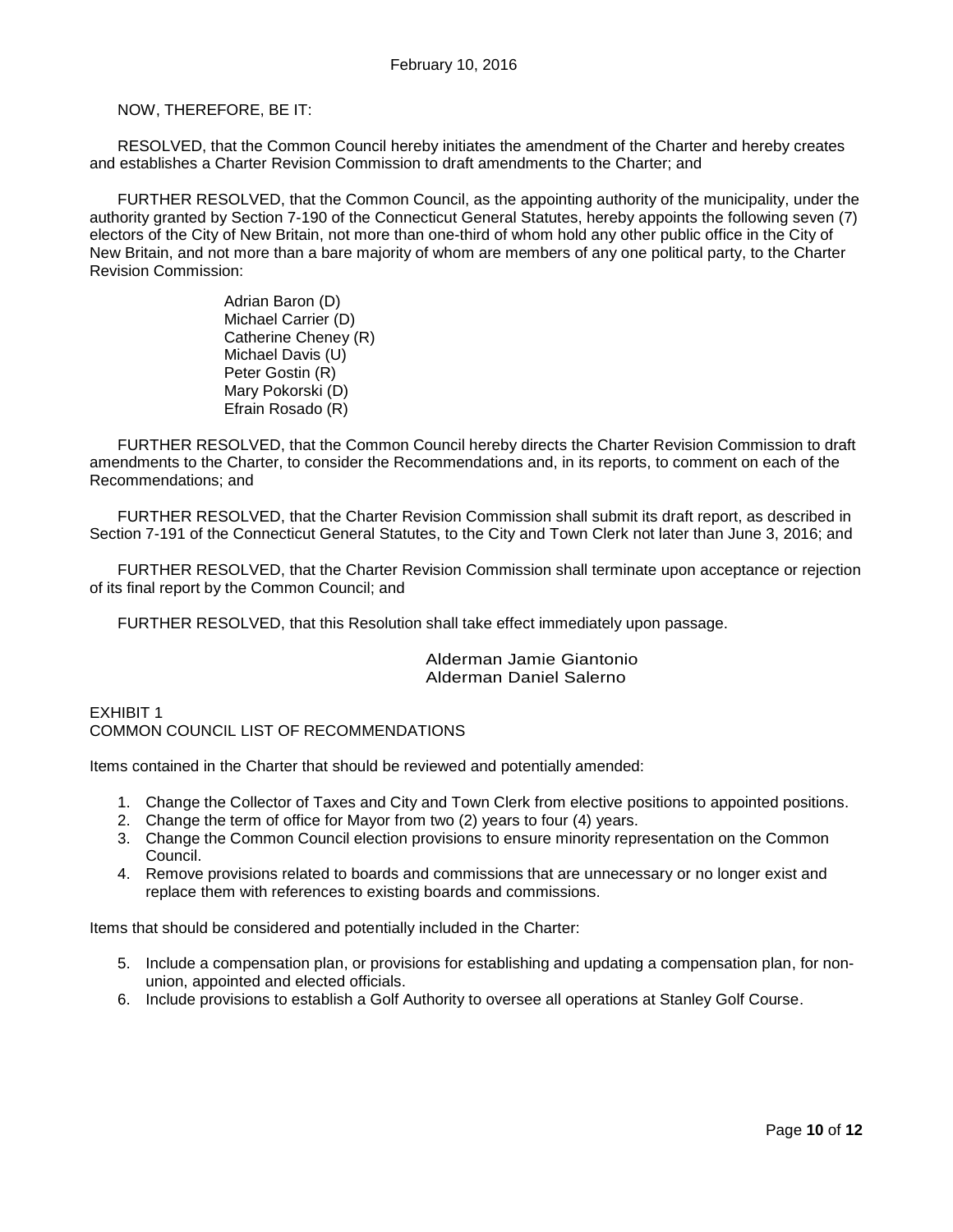February 10, 2016

NOW, THEREFORE, BE IT:

RESOLVED, that the Common Council hereby initiates the amendment of the Charter and hereby creates and establishes a Charter Revision Commission to draft amendments to the Charter; and

FURTHER RESOLVED, that the Common Council, as the appointing authority of the municipality, under the authority granted by Section 7-190 of the Connecticut General Statutes, hereby appoints the following seven (7) electors of the City of New Britain, not more than one-third of whom hold any other public office in the City of New Britain, and not more than a bare majority of whom are members of any one political party, to the Charter Revision Commission:

Adrian Baron (D)
Michael Carrier (D)
Catherine Cheney (R)
Michael Davis (U)
Peter Gostin (R)
Mary Pokorski (D)
Efrain Rosado (R)

FURTHER RESOLVED, that the Common Council hereby directs the Charter Revision Commission to draft amendments to the Charter, to consider the Recommendations and, in its reports, to comment on each of the Recommendations; and

FURTHER RESOLVED, that the Charter Revision Commission shall submit its draft report, as described in Section 7-191 of the Connecticut General Statutes, to the City and Town Clerk not later than June 3, 2016; and

FURTHER RESOLVED, that the Charter Revision Commission shall terminate upon acceptance or rejection of its final report by the Common Council; and

FURTHER RESOLVED, that this Resolution shall take effect immediately upon passage.

Alderman Jamie Giantonio
Alderman Daniel Salerno

EXHIBIT 1
COMMON COUNCIL LIST OF RECOMMENDATIONS

Items contained in the Charter that should be reviewed and potentially amended:

1. Change the Collector of Taxes and City and Town Clerk from elective positions to appointed positions.
2. Change the term of office for Mayor from two (2) years to four (4) years.
3. Change the Common Council election provisions to ensure minority representation on the Common Council.
4. Remove provisions related to boards and commissions that are unnecessary or no longer exist and replace them with references to existing boards and commissions.

Items that should be considered and potentially included in the Charter:

5. Include a compensation plan, or provisions for establishing and updating a compensation plan, for non-union, appointed and elected officials.
6. Include provisions to establish a Golf Authority to oversee all operations at Stanley Golf Course.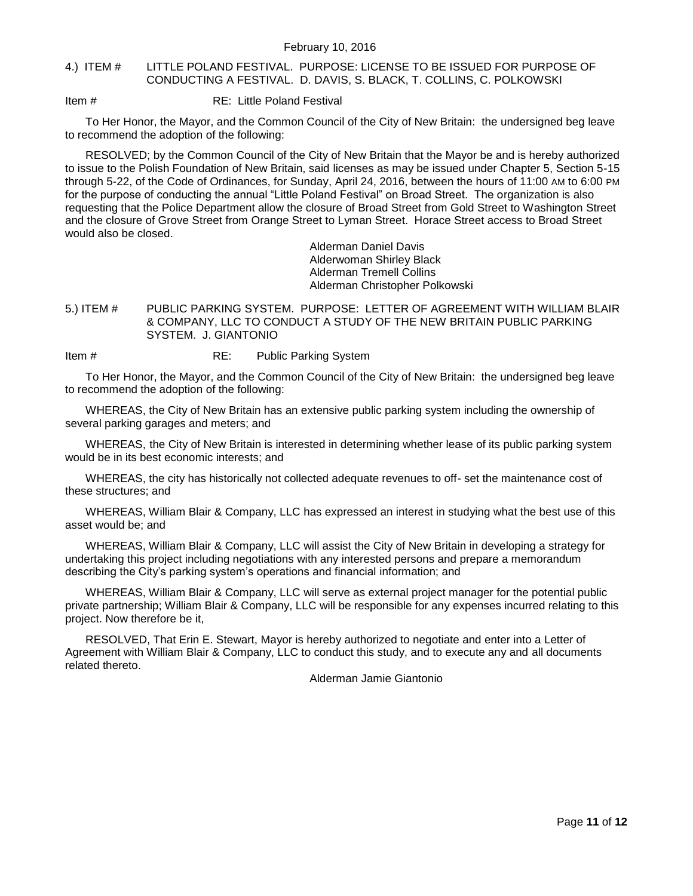4.) ITEM # LITTLE POLAND FESTIVAL. PURPOSE: LICENSE TO BE ISSUED FOR PURPOSE OF CONDUCTING A FESTIVAL. D. DAVIS, S. BLACK, T. COLLINS, C. POLKOWSKI

Item # RE: Little Poland Festival

To Her Honor, the Mayor, and the Common Council of the City of New Britain: the undersigned beg leave to recommend the adoption of the following:

RESOLVED; by the Common Council of the City of New Britain that the Mayor be and is hereby authorized to issue to the Polish Foundation of New Britain, said licenses as may be issued under Chapter 5, Section 5-15 through 5-22, of the Code of Ordinances, for Sunday, April 24, 2016, between the hours of 11:00 AM to 6:00 PM for the purpose of conducting the annual "Little Poland Festival" on Broad Street. The organization is also requesting that the Police Department allow the closure of Broad Street from Gold Street to Washington Street and the closure of Grove Street from Orange Street to Lyman Street. Horace Street access to Broad Street would also be closed.

Alderman Daniel Davis
Alderwoman Shirley Black
Alderman Tremell Collins
Alderman Christopher Polkowski

5.) ITEM # PUBLIC PARKING SYSTEM. PURPOSE: LETTER OF AGREEMENT WITH WILLIAM BLAIR & COMPANY, LLC TO CONDUCT A STUDY OF THE NEW BRITAIN PUBLIC PARKING SYSTEM. J. GIANTONIO

Item # RE: Public Parking System

To Her Honor, the Mayor, and the Common Council of the City of New Britain: the undersigned beg leave to recommend the adoption of the following:

WHEREAS, the City of New Britain has an extensive public parking system including the ownership of several parking garages and meters; and

WHEREAS, the City of New Britain is interested in determining whether lease of its public parking system would be in its best economic interests; and

WHEREAS, the city has historically not collected adequate revenues to off- set the maintenance cost of these structures; and

WHEREAS, William Blair & Company, LLC has expressed an interest in studying what the best use of this asset would be; and

WHEREAS, William Blair & Company, LLC will assist the City of New Britain in developing a strategy for undertaking this project including negotiations with any interested persons and prepare a memorandum describing the City's parking system's operations and financial information; and

WHEREAS, William Blair & Company, LLC will serve as external project manager for the potential public private partnership; William Blair & Company, LLC will be responsible for any expenses incurred relating to this project. Now therefore be it,

RESOLVED, That Erin E. Stewart, Mayor is hereby authorized to negotiate and enter into a Letter of Agreement with William Blair & Company, LLC to conduct this study, and to execute any and all documents related thereto.

Alderman Jamie Giantonio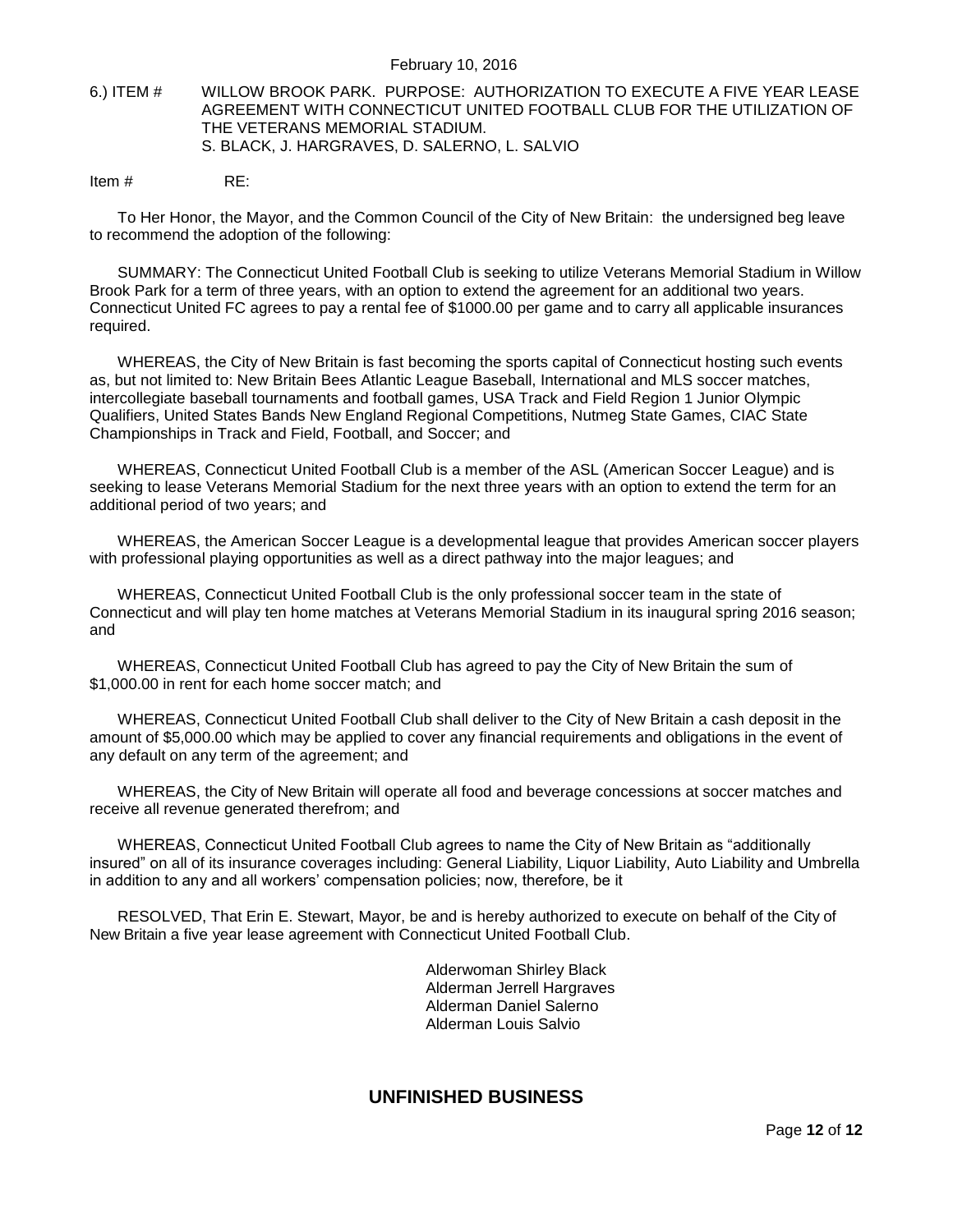6.) ITEM # WILLOW BROOK PARK. PURPOSE: AUTHORIZATION TO EXECUTE A FIVE YEAR LEASE AGREEMENT WITH CONNECTICUT UNITED FOOTBALL CLUB FOR THE UTILIZATION OF THE VETERANS MEMORIAL STADIUM.
S. BLACK, J. HARGRAVES, D. SALERNO, L. SALVIO

Item # RE:

To Her Honor, the Mayor, and the Common Council of the City of New Britain: the undersigned beg leave to recommend the adoption of the following:

SUMMARY: The Connecticut United Football Club is seeking to utilize Veterans Memorial Stadium in Willow Brook Park for a term of three years, with an option to extend the agreement for an additional two years. Connecticut United FC agrees to pay a rental fee of $1000.00 per game and to carry all applicable insurances required.

WHEREAS, the City of New Britain is fast becoming the sports capital of Connecticut hosting such events as, but not limited to: New Britain Bees Atlantic League Baseball, International and MLS soccer matches, intercollegiate baseball tournaments and football games, USA Track and Field Region 1 Junior Olympic Qualifiers, United States Bands New England Regional Competitions, Nutmeg State Games, CIAC State Championships in Track and Field, Football, and Soccer; and

WHEREAS, Connecticut United Football Club is a member of the ASL (American Soccer League) and is seeking to lease Veterans Memorial Stadium for the next three years with an option to extend the term for an additional period of two years; and

WHEREAS, the American Soccer League is a developmental league that provides American soccer players with professional playing opportunities as well as a direct pathway into the major leagues; and

WHEREAS, Connecticut United Football Club is the only professional soccer team in the state of Connecticut and will play ten home matches at Veterans Memorial Stadium in its inaugural spring 2016 season; and

WHEREAS, Connecticut United Football Club has agreed to pay the City of New Britain the sum of $1,000.00 in rent for each home soccer match; and

WHEREAS, Connecticut United Football Club shall deliver to the City of New Britain a cash deposit in the amount of $5,000.00 which may be applied to cover any financial requirements and obligations in the event of any default on any term of the agreement; and

WHEREAS, the City of New Britain will operate all food and beverage concessions at soccer matches and receive all revenue generated therefrom; and

WHEREAS, Connecticut United Football Club agrees to name the City of New Britain as "additionally insured" on all of its insurance coverages including: General Liability, Liquor Liability, Auto Liability and Umbrella in addition to any and all workers' compensation policies; now, therefore, be it

RESOLVED, That Erin E. Stewart, Mayor, be and is hereby authorized to execute on behalf of the City of New Britain a five year lease agreement with Connecticut United Football Club.

Alderwoman Shirley Black
Alderman Jerrell Hargraves
Alderman Daniel Salerno
Alderman Louis Salvio

## UNFINISHED BUSINESS